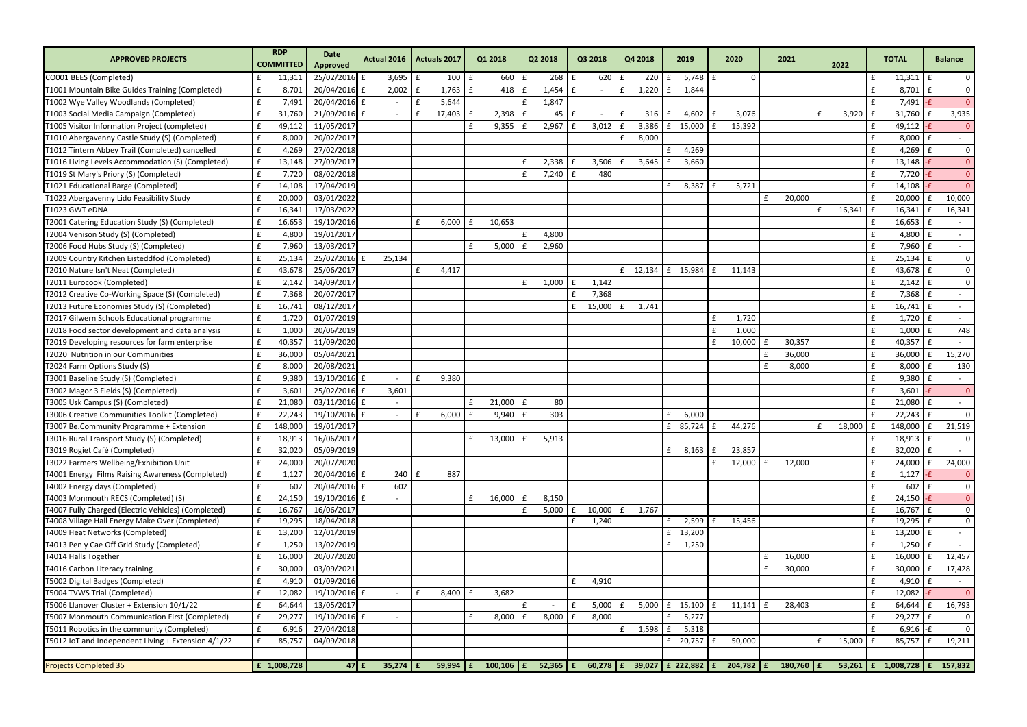| APPROVED PROJECTS | RDP COMMITTED | Date Approved | Actual 2016 | Actuals 2017 | Q1 2018 | Q2 2018 | Q3 2018 | Q4 2018 | 2019 | 2020 | 2021 | 2022 | TOTAL | Balance |
|---|---|---|---|---|---|---|---|---|---|---|---|---|---|---|
| CO001 BEES (Completed) | £ 11,311 | 25/02/2016 | £ 3,695 | £ 100 | £ 660 | £ 268 | £ 620 | £ 220 | £ 5,748 | £ 0 | | | £ 11,311 | £ 0 |
| T1001 Mountain Bike Guides Training (Completed) | £ 8,701 | 20/04/2016 | £ 2,002 | £ 1,763 | £ 418 | £ 1,454 | £ - | £ 1,220 | £ 1,844 | | | | £ 8,701 | £ 0 |
| T1002 Wye Valley Woodlands (Completed) | £ 7,491 | 20/04/2016 | £ - | £ 5,644 | | £ 1,847 | | | | | | | £ 7,491 | -£ 0 |
| T1003 Social Media Campaign (Completed) | £ 31,760 | 21/09/2016 | £ - | £ 17,403 | £ 2,398 | £ 45 | £ - | £ 316 | £ 4,602 | £ 3,076 | | £ 3,920 | £ 31,760 | £ 3,935 |
| T1005 Visitor Information Project (completed) | £ 49,112 | 11/05/2017 | | | £ 9,355 | £ 2,967 | £ 3,012 | £ 3,386 | £ 15,000 | £ 15,392 | | | £ 49,112 | -£ 0 |
| T1010 Abergavenny Castle Study (S) (Completed) | £ 8,000 | 20/02/2017 | | | | | | £ 8,000 | | | | | £ 8,000 | £ - |
| T1012 Tintern Abbey Trail (Completed) cancelled | £ 4,269 | 27/02/2018 | | | | | | | £ 4,269 | | | | £ 4,269 | £ 0 |
| T1016 Living Levels Accommodation (S) (Completed) | £ 13,148 | 27/09/2017 | | | | £ 2,338 | £ 3,506 | £ 3,645 | £ 3,660 | | | | £ 13,148 | -£ 0 |
| T1019 St Mary's Priory (S) (Completed) | £ 7,720 | 08/02/2018 | | | | £ 7,240 | £ 480 | | | | | | £ 7,720 | -£ 0 |
| T1021 Educational Barge (Completed) | £ 14,108 | 17/04/2019 | | | | | | | £ 8,387 | £ 5,721 | | | £ 14,108 | -£ 0 |
| T1022 Abergavenny Lido Feasibility Study | £ 20,000 | 03/01/2022 | | | | | | | | | £ 20,000 | | £ 20,000 | £ 10,000 |
| T1023 GWT eDNA | £ 16,341 | 17/03/2022 | | | | | | | | | | £ 16,341 | £ 16,341 | £ 16,341 |
| T2001 Catering Education Study (S) (Completed) | £ 16,653 | 19/10/2016 | | £ 6,000 | £ 10,653 | | | | | | | | £ 16,653 | £ - |
| T2004 Venison Study (S) (Completed) | £ 4,800 | 19/01/2017 | | | | £ 4,800 | | | | | | | £ 4,800 | £ - |
| T2006 Food Hubs Study (S) (Completed) | £ 7,960 | 13/03/2017 | | | £ 5,000 | £ 2,960 | | | | | | | £ 7,960 | £ - |
| T2009 Country Kitchen Eisteddfod (Completed) | £ 25,134 | 25/02/2016 | £ 25,134 | | | | | | | | | | £ 25,134 | £ 0 |
| T2010 Nature Isn't Neat (Completed) | £ 43,678 | 25/06/2017 | | £ 4,417 | | | | £ 12,134 | £ 15,984 | £ 11,143 | | | £ 43,678 | £ 0 |
| T2011 Eurocook (Completed) | £ 2,142 | 14/09/2017 | | | | £ 1,000 | £ 1,142 | | | | | | £ 2,142 | £ 0 |
| T2012 Creative Co-Working Space (S) (Completed) | £ 7,368 | 20/07/2017 | | | | | £ 7,368 | | | | | | £ 7,368 | £ - |
| T2013 Future Economies Study (S) (Completed) | £ 16,741 | 08/12/2017 | | | | | £ 15,000 | £ 1,741 | | | | | £ 16,741 | £ - |
| T2017 Gilwern Schools Educational programme | £ 1,720 | 01/07/2019 | | | | | | | | £ 1,720 | | | £ 1,720 | £ - |
| T2018 Food sector development and data analysis | £ 1,000 | 20/06/2019 | | | | | | | | £ 1,000 | | | £ 1,000 | £ 748 |
| T2019 Developing resources for farm enterprise | £ 40,357 | 11/09/2020 | | | | | | | | £ 10,000 | £ 30,357 | | £ 40,357 | £ - |
| T2020 Nutrition in our Communities | £ 36,000 | 05/04/2021 | | | | | | | | | £ 36,000 | | £ 36,000 | £ 15,270 |
| T2024 Farm Options Study (S) | £ 8,000 | 20/08/2021 | | | | | | | | | £ 8,000 | | £ 8,000 | £ 130 |
| T3001 Baseline Study (S) (Completed) | £ 9,380 | 13/10/2016 | £ - | £ 9,380 | | | | | | | | | £ 9,380 | £ - |
| T3002 Magor 3 Fields (S) (Completed) | £ 3,601 | 25/02/2016 | £ 3,601 | | | | | | | | | | £ 3,601 | -£ 0 |
| T3005 Usk Campus (S) (Completed) | £ 21,080 | 03/11/2016 | £ - | | £ 21,000 | £ 80 | | | | | | | £ 21,080 | £ - |
| T3006 Creative Communities Toolkit (Completed) | £ 22,243 | 19/10/2016 | £ - | £ 6,000 | £ 9,940 | £ 303 | | | £ 6,000 | | | | £ 22,243 | £ 0 |
| T3007 Be.Community Programme + Extension | £ 148,000 | 19/01/2017 | | | | | | | £ 85,724 | £ 44,276 | | £ 18,000 | £ 148,000 | £ 21,519 |
| T3016 Rural Transport Study (S) (Completed) | £ 18,913 | 16/06/2017 | | | £ 13,000 | £ 5,913 | | | | | | | £ 18,913 | £ 0 |
| T3019 Rogiet Café (Completed) | £ 32,020 | 05/09/2019 | | | | | | | £ 8,163 | £ 23,857 | | | £ 32,020 | £ - |
| T3022 Farmers Wellbeing/Exhibition Unit | £ 24,000 | 20/07/2020 | | | | | | | | £ 12,000 | £ 12,000 | | £ 24,000 | £ 24,000 |
| T4001 Energy Films Raising Awareness (Completed) | £ 1,127 | 20/04/2016 | £ 240 | £ 887 | | | | | | | | | £ 1,127 | -£ 0 |
| T4002 Energy days (Completed) | £ 602 | 20/04/2016 | £ 602 | | | | | | | | | | £ 602 | £ 0 |
| T4003 Monmouth RECS (Completed) (S) | £ 24,150 | 19/10/2016 | £ - | | £ 16,000 | £ 8,150 | | | | | | | £ 24,150 | -£ 0 |
| T4007 Fully Charged (Electric Vehicles) (Completed) | £ 16,767 | 16/06/2017 | | | | £ 5,000 | £ 10,000 | £ 1,767 | | | | | £ 16,767 | £ 0 |
| T4008 Village Hall Energy Make Over (Completed) | £ 19,295 | 18/04/2018 | | | | | £ 1,240 | | £ 2,599 | £ 15,456 | | | £ 19,295 | £ 0 |
| T4009 Heat Networks (Completed) | £ 13,200 | 12/01/2019 | | | | | | | £ 13,200 | | | | £ 13,200 | £ - |
| T4013 Pen y Cae Off Grid Study (Completed) | £ 1,250 | 13/02/2019 | | | | | | | £ 1,250 | | | | £ 1,250 | £ - |
| T4014 Halls Together | £ 16,000 | 20/07/2020 | | | | | | | | | £ 16,000 | | £ 16,000 | £ 12,457 |
| T4016 Carbon Literacy training | £ 30,000 | 03/09/2021 | | | | | | | | | £ 30,000 | | £ 30,000 | £ 17,428 |
| T5002 Digital Badges (Completed) | £ 4,910 | 01/09/2016 | | | | | £ 4,910 | | | | | | £ 4,910 | £ - |
| T5004 TVWS Trial (Completed) | £ 12,082 | 19/10/2016 | £ - | £ 8,400 | £ 3,682 | | | | | | | | £ 12,082 | -£ 0 |
| T5006 Llanover Cluster + Extension 10/1/22 | £ 64,644 | 13/05/2017 | | | | £ - | £ 5,000 | £ 5,000 | £ 15,100 | £ 11,141 | £ 28,403 | | £ 64,644 | £ 16,793 |
| T5007 Monmouth Communication First (Completed) | £ 29,277 | 19/10/2016 | £ - | | £ 8,000 | £ 8,000 | £ 8,000 | | £ 5,277 | | | | £ 29,277 | £ 0 |
| T5011 Robotics in the community (Completed) | £ 6,916 | 27/04/2018 | | | | | | £ 1,598 | £ 5,318 | | | | £ 6,916 | -£ 0 |
| T5012 IoT and Independent Living + Extension 4/1/22 | £ 85,757 | 04/09/2018 | | | | | | | £ 20,757 | £ 50,000 | | £ 15,000 | £ 85,757 | £ 19,211 |
| **Projects Completed 35** | **£ 1,008,728** | **47** | **£ 35,274** | **£ 59,994** | **£ 100,106** | **£ 52,365** | **£ 60,278** | **£ 39,027** | **£ 222,882** | **£ 204,782** | **£ 180,760** | **£ 53,261** | **£ 1,008,728** | **£ 157,832** |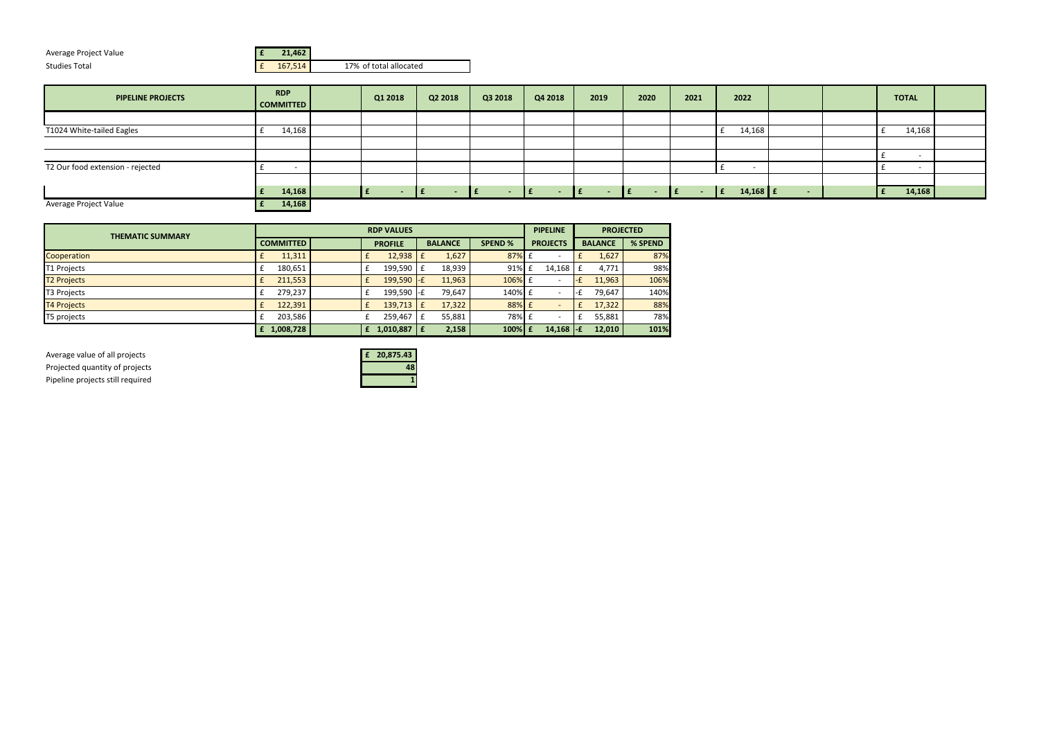| | | |
|---|---|---|
| Average Project Value | £ 21,462 | |
| Studies Total | £ 167,514 | 17% of total allocated |

| PIPELINE PROJECTS | RDP COMMITTED | | Q1 2018 | Q2 2018 | Q3 2018 | Q4 2018 | 2019 | 2020 | 2021 | 2022 | | | TOTAL | |
|---|---|---|---|---|---|---|---|---|---|---|---|---|---|---|
| | | | | | | | | | | | | | | |
| T1024 White-tailed Eagles | £ 14,168 | | | | | | | | | £ 14,168 | | | £ 14,168 | |
| | | | | | | | | | | | | | | |
| | | | | | | | | | | | | | £ - | |
| T2 Our food extension - rejected | £ - | | | | | | | | | £ - | | | £ - | |
| | | | | | | | | | | | | | | |
| | £ 14,168 | | £ - | £ - | £ - | £ - | £ - | £ - | £ - | £ 14,168 | £ - | | £ 14,168 | |
| Average Project Value | £ 14,168 | | | | | | | | | | | | | |

| THEMATIC SUMMARY | RDP VALUES | | | | | PIPELINE | PROJECTED | |
|---|---|---|---|---|---|---|---|---|
| | COMMITTED | | PROFILE | BALANCE | SPEND % | PROJECTS | BALANCE | % SPEND |
| Cooperation | £ 11,311 | | £ 12,938 | £ 1,627 | 87% | £ - | £ 1,627 | 87% |
| T1 Projects | £ 180,651 | | £ 199,590 | £ 18,939 | 91% | £ 14,168 | £ 4,771 | 98% |
| T2 Projects | £ 211,553 | | £ 199,590 | -£ 11,963 | 106% | £ - | -£ 11,963 | 106% |
| T3 Projects | £ 279,237 | | £ 199,590 | -£ 79,647 | 140% | £ - | -£ 79,647 | 140% |
| T4 Projects | £ 122,391 | | £ 139,713 | £ 17,322 | 88% | £ - | £ 17,322 | 88% |
| T5 projects | £ 203,586 | | £ 259,467 | £ 55,881 | 78% | £ - | £ 55,881 | 78% |
| | £ 1,008,728 | | £ 1,010,887 | £ 2,158 | 100% | £ 14,168 | -£ 12,010 | 101% |

| | |
|---|---|
| Average value of all projects | £ 20,875.43 |
| Projected quantity of projects | 48 |
| Pipeline projects still required | 1 |